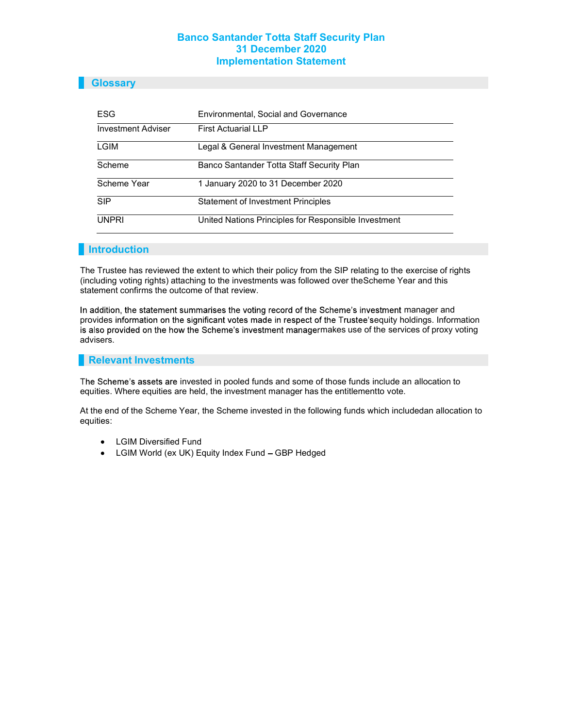# Banco Santander Totta Staff Security Plan
# 31 December 2020
# Implementation Statement

## Glossary

| | |
|---|---|
| ESG | Environmental, Social and Governance |
| Investment Adviser | First Actuarial LLP |
| LGIM | Legal & General Investment Management |
| Scheme | Banco Santander Totta Staff Security Plan |
| Scheme Year | 1 January 2020 to 31 December 2020 |
| SIP | Statement of Investment Principles |
| UNPRI | United Nations Principles for Responsible Investment |

## Introduction

The Trustee has reviewed the extent to which their policy from the SIP relating to the exercise of rights (including voting rights) attaching to the investments was followed over theScheme Year and this statement confirms the outcome of that review.

In addition, the statement summarises the voting record of the Scheme's investment manager and provides information on the significant votes made in respect of the Trustee'sequity holdings. Information is also provided on the how the Scheme's investment managermakes use of the services of proxy voting advisers.

## Relevant Investments

The Scheme's assets are invested in pooled funds and some of those funds include an allocation to equities. Where equities are held, the investment manager has the entitlementto vote.

At the end of the Scheme Year, the Scheme invested in the following funds which includedan allocation to equities:

- LGIM Diversified Fund
- LGIM World (ex UK) Equity Index Fund – GBP Hedged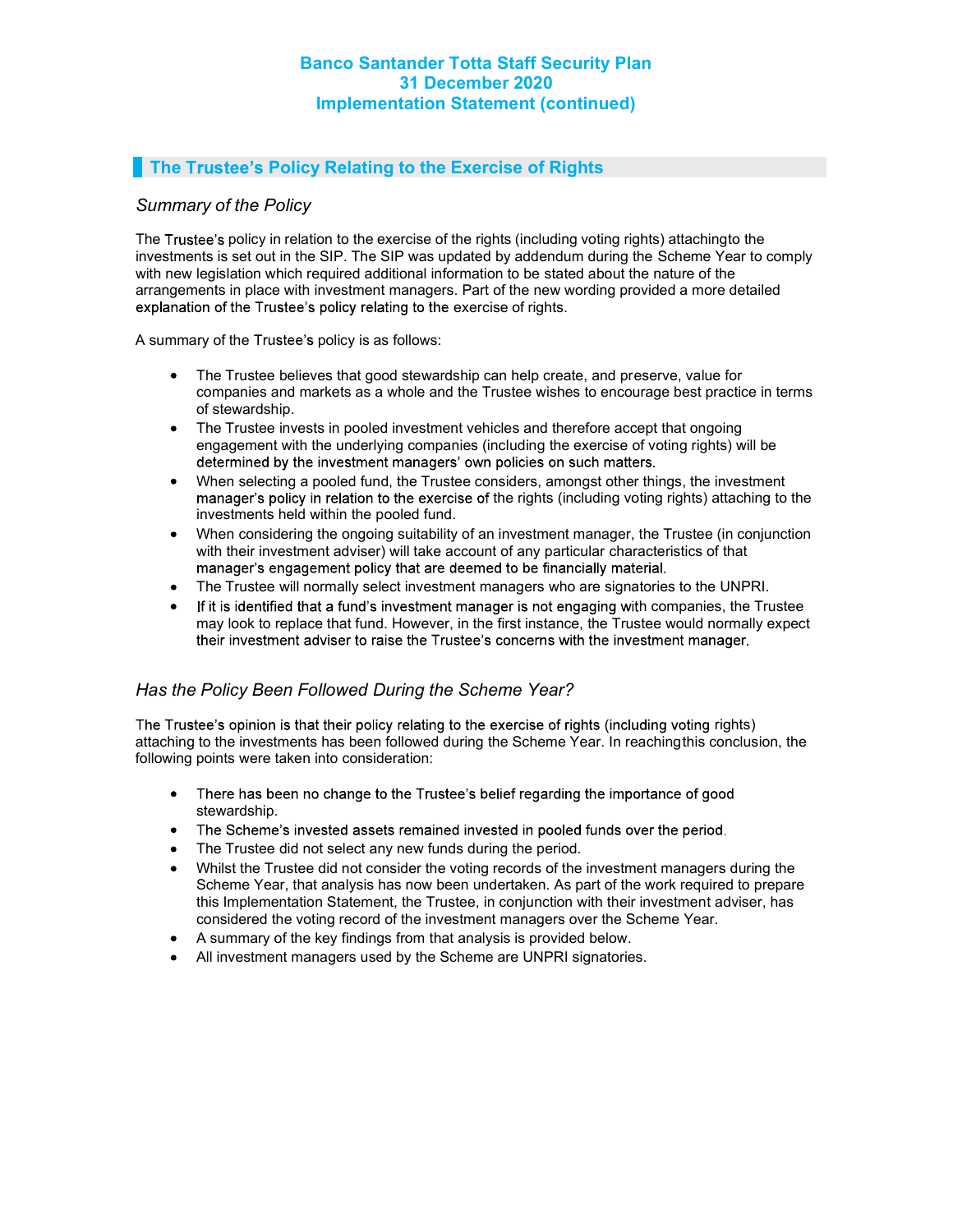## The Trustee's Policy Relating to the Exercise of Rights

### *Summary of the Policy*

The Trustee's policy in relation to the exercise of the rights (including voting rights) attachingto the investments is set out in the SIP. The SIP was updated by addendum during the Scheme Year to comply with new legislation which required additional information to be stated about the nature of the arrangements in place with investment managers. Part of the new wording provided a more detailed explanation of the Trustee's policy relating to the exercise of rights.

A summary of the Trustee's policy is as follows:

- The Trustee believes that good stewardship can help create, and preserve, value for companies and markets as a whole and the Trustee wishes to encourage best practice in terms of stewardship.
- The Trustee invests in pooled investment vehicles and therefore accept that ongoing engagement with the underlying companies (including the exercise of voting rights) will be determined by the investment managers' own policies on such matters.
- When selecting a pooled fund, the Trustee considers, amongst other things, the investment manager's policy in relation to the exercise of the rights (including voting rights) attaching to the investments held within the pooled fund.
- When considering the ongoing suitability of an investment manager, the Trustee (in conjunction with their investment adviser) will take account of any particular characteristics of that manager's engagement policy that are deemed to be financially material.
- The Trustee will normally select investment managers who are signatories to the UNPRI.
- If it is identified that a fund's investment manager is not engaging with companies, the Trustee may look to replace that fund. However, in the first instance, the Trustee would normally expect their investment adviser to raise the Trustee's concerns with the investment manager.

### *Has the Policy Been Followed During the Scheme Year?*

The Trustee's opinion is that their policy relating to the exercise of rights (including voting rights) attaching to the investments has been followed during the Scheme Year. In reachingthis conclusion, the following points were taken into consideration:

- There has been no change to the Trustee's belief regarding the importance of good stewardship.
- The Scheme's invested assets remained invested in pooled funds over the period.
- The Trustee did not select any new funds during the period.
- Whilst the Trustee did not consider the voting records of the investment managers during the Scheme Year, that analysis has now been undertaken. As part of the work required to prepare this Implementation Statement, the Trustee, in conjunction with their investment adviser, has considered the voting record of the investment managers over the Scheme Year.
- A summary of the key findings from that analysis is provided below.
- All investment managers used by the Scheme are UNPRI signatories.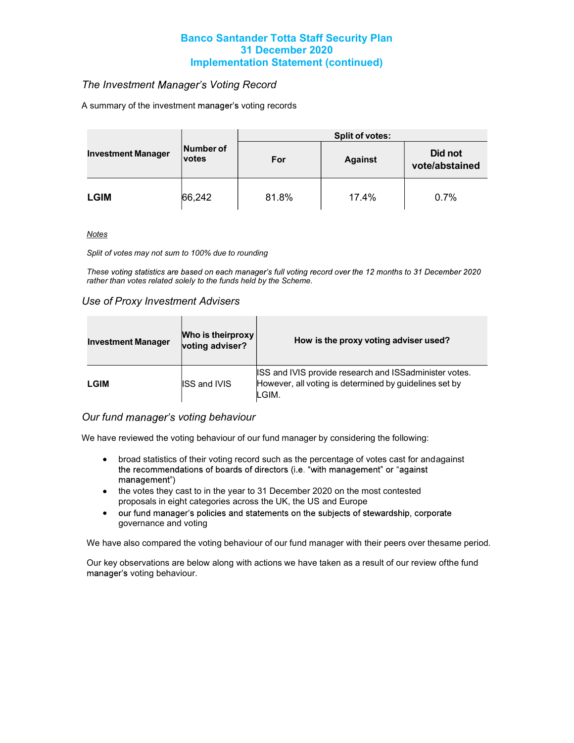# Banco Santander Totta Staff Security Plan
# 31 December 2020
# Implementation Statement (continued)

## *The Investment Manager's Voting Record*

A summary of the investment manager's voting records

| Investment Manager | Number of votes | Split of votes: | | |
|---|---|---|---|---|
| | | For | Against | Did not vote/abstained |
| **LGIM** | 66,242 | 81.8% | 17.4% | 0.7% |

*Notes*

*Split of votes may not sum to 100% due to rounding*

*These voting statistics are based on each manager's full voting record over the 12 months to 31 December 2020 rather than votes related solely to the funds held by the Scheme.*

## *Use of Proxy Investment Advisers*

| Investment Manager | Who is their proxy voting adviser? | How is the proxy voting adviser used? |
|---|---|---|
| **LGIM** | ISS and IVIS | ISS and IVIS provide research and ISS administer votes. However, all voting is determined by guidelines set by LGIM. |

## *Our fund manager's voting behaviour*

We have reviewed the voting behaviour of our fund manager by considering the following:

- broad statistics of their voting record such as the percentage of votes cast for and against the recommendations of boards of directors (i.e. "with management" or "against management")
- the votes they cast to in the year to 31 December 2020 on the most contested proposals in eight categories across the UK, the US and Europe
- our fund manager's policies and statements on the subjects of stewardship, corporate governance and voting

We have also compared the voting behaviour of our fund manager with their peers over the same period.

Our key observations are below along with actions we have taken as a result of our review of the fund manager's voting behaviour.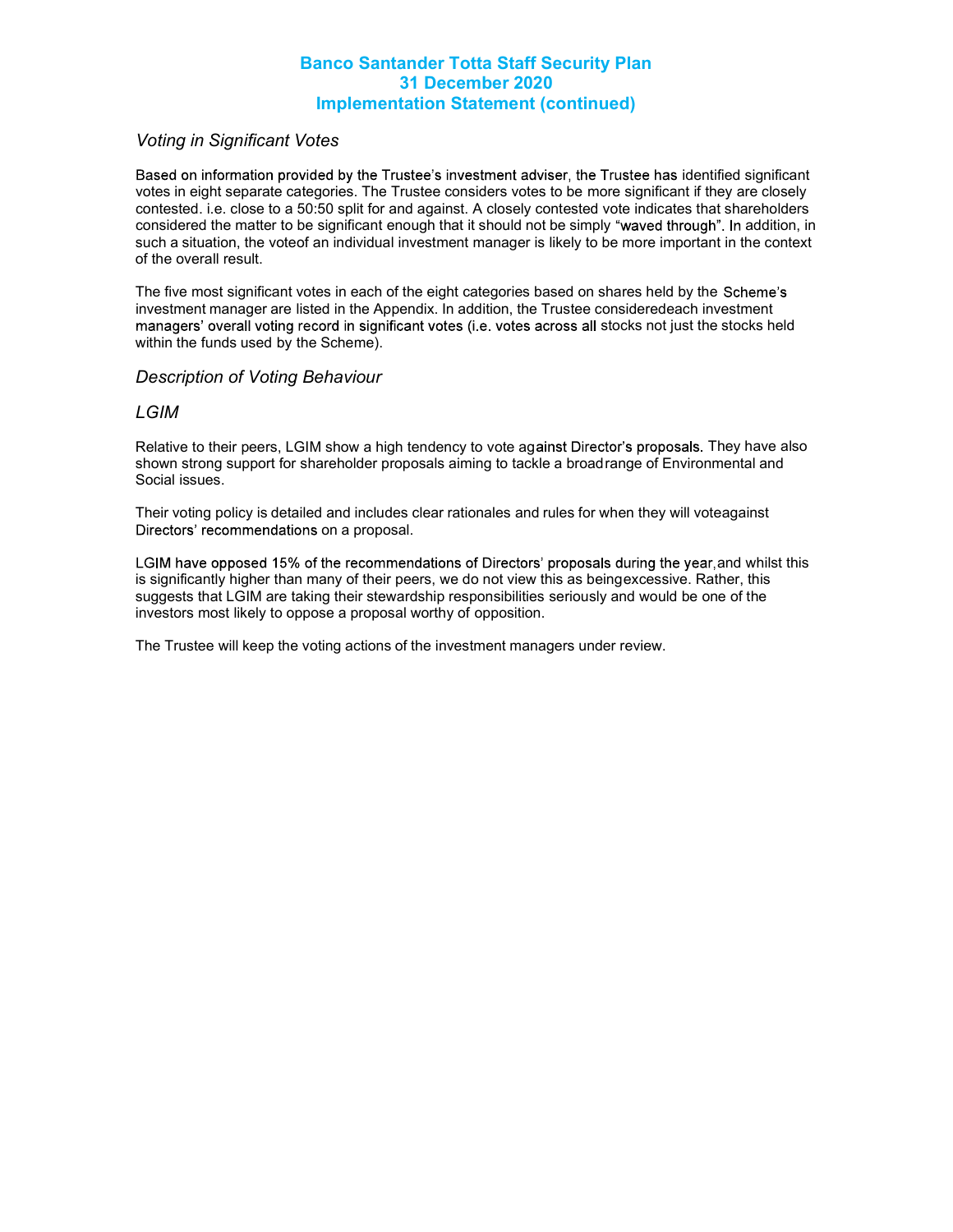## Banco Santander Totta Staff Security Plan
## 31 December 2020
## Implementation Statement (continued)

### *Voting in Significant Votes*

Based on information provided by the Trustee's investment adviser, the Trustee has identified significant votes in eight separate categories. The Trustee considers votes to be more significant if they are closely contested. i.e. close to a 50:50 split for and against. A closely contested vote indicates that shareholders considered the matter to be significant enough that it should not be simply "waved through". In addition, in such a situation, the voteof an individual investment manager is likely to be more important in the context of the overall result.

The five most significant votes in each of the eight categories based on shares held by the Scheme's investment manager are listed in the Appendix. In addition, the Trustee consideredeach investment managers' overall voting record in significant votes (i.e. votes across all stocks not just the stocks held within the funds used by the Scheme).

### *Description of Voting Behaviour*

### *LGIM*

Relative to their peers, LGIM show a high tendency to vote against Director's proposals. They have also shown strong support for shareholder proposals aiming to tackle a broadrange of Environmental and Social issues.

Their voting policy is detailed and includes clear rationales and rules for when they will voteagainst Directors' recommendations on a proposal.

LGIM have opposed 15% of the recommendations of Directors' proposals during the year,and whilst this is significantly higher than many of their peers, we do not view this as beingexcessive. Rather, this suggests that LGIM are taking their stewardship responsibilities seriously and would be one of the investors most likely to oppose a proposal worthy of opposition.

The Trustee will keep the voting actions of the investment managers under review.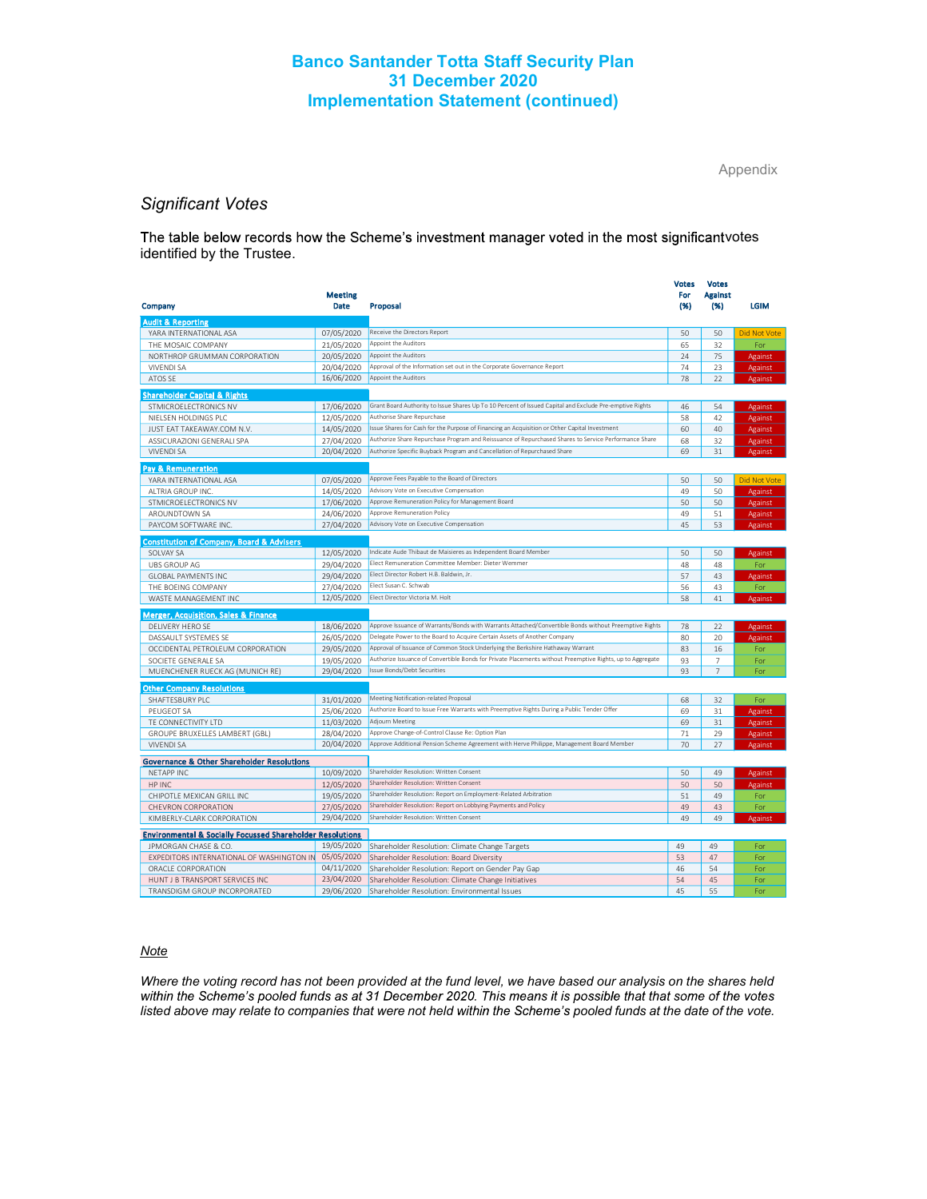# Banco Santander Totta Staff Security Plan
# 31 December 2020
# Implementation Statement (continued)

Appendix

## *Significant Votes*

The table below records how the Scheme's investment manager voted in the most significantvotes identified by the Trustee.

| Company | Meeting Date | Proposal | Votes For (%) | Votes Against (%) | LGIM |
|---|---|---|---|---|---|
| **Audit & Reporting** | | | | | |
| YARA INTERNATIONAL ASA | 07/05/2020 | Receive the Directors Report | 50 | 50 | Did Not Vote |
| THE MOSAIC COMPANY | 21/05/2020 | Appoint the Auditors | 65 | 32 | For |
| NORTHROP GRUMMAN CORPORATION | 20/05/2020 | Appoint the Auditors | 24 | 75 | Against |
| VIVENDI SA | 20/04/2020 | Approval of the Information set out in the Corporate Governance Report | 74 | 23 | Against |
| ATOS SE | 16/06/2020 | Appoint the Auditors | 78 | 22 | Against |
| **Shareholder Capital & Rights** | | | | | |
| STMICROELECTRONICS NV | 17/06/2020 | Grant Board Authority to Issue Shares Up To 10 Percent of Issued Capital and Exclude Pre-emptive Rights | 46 | 54 | Against |
| NIELSEN HOLDINGS PLC | 12/05/2020 | Authorise Share Repurchase | 58 | 42 | Against |
| JUST EAT TAKEAWAY.COM N.V. | 14/05/2020 | Issue Shares for Cash for the Purpose of Financing an Acquisition or Other Capital Investment | 60 | 40 | Against |
| ASSICURAZIONI GENERALI SPA | 27/04/2020 | Authorize Share Repurchase Program and Reissuance of Repurchased Shares to Service Performance Share | 68 | 32 | Against |
| VIVENDI SA | 20/04/2020 | Authorize Specific Buyback Program and Cancellation of Repurchased Share | 69 | 31 | Against |
| **Pay & Remuneration** | | | | | |
| YARA INTERNATIONAL ASA | 07/05/2020 | Approve Fees Payable to the Board of Directors | 50 | 50 | Did Not Vote |
| ALTRIA GROUP INC. | 14/05/2020 | Advisory Vote on Executive Compensation | 49 | 50 | Against |
| STMICROELECTRONICS NV | 17/06/2020 | Approve Remuneration Policy for Management Board | 50 | 50 | Against |
| AROUNDTOWN SA | 24/06/2020 | Approve Remuneration Policy | 49 | 51 | Against |
| PAYCOM SOFTWARE INC. | 27/04/2020 | Advisory Vote on Executive Compensation | 45 | 53 | Against |
| **Constitution of Company, Board & Advisers** | | | | | |
| SOLVAY SA | 12/05/2020 | Indicate Aude Thibaut de Maisieres as Independent Board Member | 50 | 50 | Against |
| UBS GROUP AG | 29/04/2020 | Elect Remuneration Committee Member: Dieter Wemmer | 48 | 48 | For |
| GLOBAL PAYMENTS INC | 29/04/2020 | Elect Director Robert H.B. Baldwin, Jr. | 57 | 43 | Against |
| THE BOEING COMPANY | 27/04/2020 | Elect Susan C. Schwab | 56 | 43 | For |
| WASTE MANAGEMENT INC | 12/05/2020 | Elect Director Victoria M. Holt | 58 | 41 | Against |
| **Merger, Acquisition, Sales & Finance** | | | | | |
| DELIVERY HERO SE | 18/06/2020 | Approve Issuance of Warrants/Bonds with Warrants Attached/Convertible Bonds without Preemptive Rights | 78 | 22 | Against |
| DASSAULT SYSTEMES SE | 26/05/2020 | Delegate Power to the Board to Acquire Certain Assets of Another Company | 80 | 20 | Against |
| OCCIDENTAL PETROLEUM CORPORATION | 29/05/2020 | Approval of Issuance of Common Stock Underlying the Berkshire Hathaway Warrant | 83 | 16 | For |
| SOCIETE GENERALE SA | 19/05/2020 | Authorize Issuance of Convertible Bonds for Private Placements without Preemptive Rights, up to Aggregate | 93 | 7 | For |
| MUENCHENER RUECK AG (MUNICH RE) | 29/04/2020 | Issue Bonds/Debt Securities | 93 | 7 | For |
| **Other Company Resolutions** | | | | | |
| SHAFTESBURY PLC | 31/01/2020 | Meeting Notification-related Proposal | 68 | 32 | For |
| PEUGEOT SA | 25/06/2020 | Authorize Board to Issue Free Warrants with Preemptive Rights During a Public Tender Offer | 69 | 31 | Against |
| TE CONNECTIVITY LTD | 11/03/2020 | Adjourn Meeting | 69 | 31 | Against |
| GROUPE BRUXELLES LAMBERT (GBL) | 28/04/2020 | Approve Change-of-Control Clause Re: Option Plan | 71 | 29 | Against |
| VIVENDI SA | 20/04/2020 | Approve Additional Pension Scheme Agreement with Herve Philippe, Management Board Member | 70 | 27 | Against |
| **Governance & Other Shareholder Resolutions** | | | | | |
| NETAPP INC | 10/09/2020 | Shareholder Resolution: Written Consent | 50 | 49 | Against |
| HP INC | 12/05/2020 | Shareholder Resolution: Written Consent | 50 | 50 | Against |
| CHIPOTLE MEXICAN GRILL INC | 19/05/2020 | Shareholder Resolution: Report on Employment-Related Arbitration | 51 | 49 | For |
| CHEVRON CORPORATION | 27/05/2020 | Shareholder Resolution: Report on Lobbying Payments and Policy | 49 | 43 | For |
| KIMBERLY-CLARK CORPORATION | 29/04/2020 | Shareholder Resolution: Written Consent | 49 | 49 | Against |
| **Environmental & Socially Focussed Shareholder Resolutions** | | | | | |
| JPMORGAN CHASE & CO. | 19/05/2020 | Shareholder Resolution: Climate Change Targets | 49 | 49 | For |
| EXPEDITORS INTERNATIONAL OF WASHINGTON IN | 05/05/2020 | Shareholder Resolution: Board Diversity | 53 | 47 | For |
| ORACLE CORPORATION | 04/11/2020 | Shareholder Resolution: Report on Gender Pay Gap | 46 | 54 | For |
| HUNT J B TRANSPORT SERVICES INC | 23/04/2020 | Shareholder Resolution: Climate Change Initiatives | 54 | 45 | For |
| TRANSDIGM GROUP INCORPORATED | 29/06/2020 | Shareholder Resolution: Environmental Issues | 45 | 55 | For |

*Note*

*Where the voting record has not been provided at the fund level, we have based our analysis on the shares held within the Scheme's pooled funds as at 31 December 2020. This means it is possible that that some of the votes listed above may relate to companies that were not held within the Scheme's pooled funds at the date of the vote.*